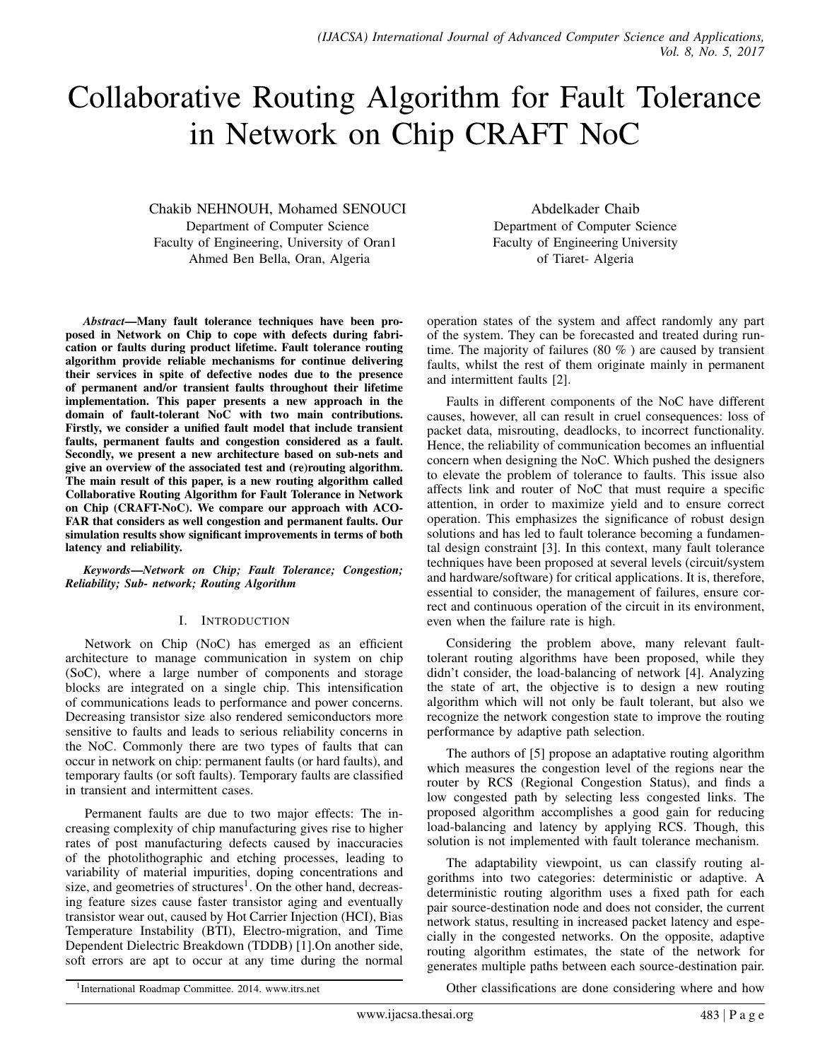# Collaborative Routing Algorithm for Fault Tolerance in Network on Chip CRAFT NoC

Chakib NEHNOUH, Mohamed SENOUCI
Department of Computer Science
Faculty of Engineering, University of Oran1
Ahmed Ben Bella, Oran, Algeria

Abdelkader Chaib
Department of Computer Science
Faculty of Engineering University
of Tiaret- Algeria

***Abstract*—Many fault tolerance techniques have been proposed in Network on Chip to cope with defects during fabrication or faults during product lifetime. Fault tolerance routing algorithm provide reliable mechanisms for continue delivering their services in spite of defective nodes due to the presence of permanent and/or transient faults throughout their lifetime implementation. This paper presents a new approach in the domain of fault-tolerant NoC with two main contributions. Firstly, we consider a unified fault model that include transient faults, permanent faults and congestion considered as a fault. Secondly, we present a new architecture based on sub-nets and give an overview of the associated test and (re)routing algorithm. The main result of this paper, is a new routing algorithm called Collaborative Routing Algorithm for Fault Tolerance in Network on Chip (CRAFT-NoC). We compare our approach with ACO-FAR that considers as well congestion and permanent faults. Our simulation results show significant improvements in terms of both latency and reliability.**

***Keywords*—*Network on Chip; Fault Tolerance; Congestion; Reliability; Sub- network; Routing Algorithm***

## I. Introduction

Network on Chip (NoC) has emerged as an efficient architecture to manage communication in system on chip (SoC), where a large number of components and storage blocks are integrated on a single chip. This intensification of communications leads to performance and power concerns. Decreasing transistor size also rendered semiconductors more sensitive to faults and leads to serious reliability concerns in the NoC. Commonly there are two types of faults that can occur in network on chip: permanent faults (or hard faults), and temporary faults (or soft faults). Temporary faults are classified in transient and intermittent cases.

Permanent faults are due to two major effects: The increasing complexity of chip manufacturing gives rise to higher rates of post manufacturing defects caused by inaccuracies of the photolithographic and etching processes, leading to variability of material impurities, doping concentrations and size, and geometries of structures[1]. On the other hand, decreasing feature sizes cause faster transistor aging and eventually transistor wear out, caused by Hot Carrier Injection (HCI), Bias Temperature Instability (BTI), Electro-migration, and Time Dependent Dielectric Breakdown (TDDB) [1].On another side, soft errors are apt to occur at any time during the normal operation states of the system and affect randomly any part of the system. They can be forecasted and treated during run-time. The majority of failures (80 % ) are caused by transient faults, whilst the rest of them originate mainly in permanent and intermittent faults [2].

Faults in different components of the NoC have different causes, however, all can result in cruel consequences: loss of packet data, misrouting, deadlocks, to incorrect functionality. Hence, the reliability of communication becomes an influential concern when designing the NoC. Which pushed the designers to elevate the problem of tolerance to faults. This issue also affects link and router of NoC that must require a specific attention, in order to maximize yield and to ensure correct operation. This emphasizes the significance of robust design solutions and has led to fault tolerance becoming a fundamental design constraint [3]. In this context, many fault tolerance techniques have been proposed at several levels (circuit/system and hardware/software) for critical applications. It is, therefore, essential to consider, the management of failures, ensure correct and continuous operation of the circuit in its environment, even when the failure rate is high.

Considering the problem above, many relevant fault-tolerant routing algorithms have been proposed, while they didn't consider, the load-balancing of network [4]. Analyzing the state of art, the objective is to design a new routing algorithm which will not only be fault tolerant, but also we recognize the network congestion state to improve the routing performance by adaptive path selection.

The authors of [5] propose an adaptative routing algorithm which measures the congestion level of the regions near the router by RCS (Regional Congestion Status), and finds a low congested path by selecting less congested links. The proposed algorithm accomplishes a good gain for reducing load-balancing and latency by applying RCS. Though, this solution is not implemented with fault tolerance mechanism.

The adaptability viewpoint, us can classify routing algorithms into two categories: deterministic or adaptive. A deterministic routing algorithm uses a fixed path for each pair source-destination node and does not consider, the current network status, resulting in increased packet latency and especially in the congested networks. On the opposite, adaptive routing algorithm estimates, the state of the network for generates multiple paths between each source-destination pair.

Other classifications are done considering where and how

[1]International Roadmap Committee. 2014. www.itrs.net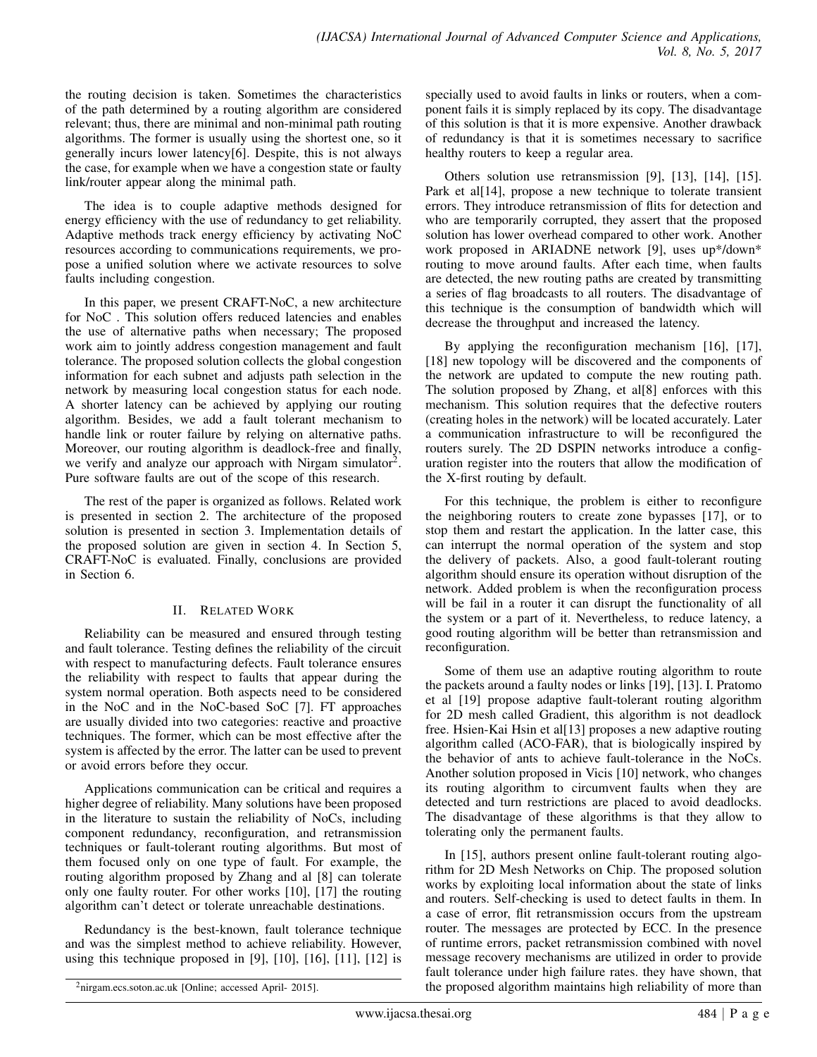the routing decision is taken. Sometimes the characteristics of the path determined by a routing algorithm are considered relevant; thus, there are minimal and non-minimal path routing algorithms. The former is usually using the shortest one, so it generally incurs lower latency[6]. Despite, this is not always the case, for example when we have a congestion state or faulty link/router appear along the minimal path.

The idea is to couple adaptive methods designed for energy efficiency with the use of redundancy to get reliability. Adaptive methods track energy efficiency by activating NoC resources according to communications requirements, we propose a unified solution where we activate resources to solve faults including congestion.

In this paper, we present CRAFT-NoC, a new architecture for NoC . This solution offers reduced latencies and enables the use of alternative paths when necessary; The proposed work aim to jointly address congestion management and fault tolerance. The proposed solution collects the global congestion information for each subnet and adjusts path selection in the network by measuring local congestion status for each node. A shorter latency can be achieved by applying our routing algorithm. Besides, we add a fault tolerant mechanism to handle link or router failure by relying on alternative paths. Moreover, our routing algorithm is deadlock-free and finally, we verify and analyze our approach with Nirgam simulator[2]. Pure software faults are out of the scope of this research.

The rest of the paper is organized as follows. Related work is presented in section 2. The architecture of the proposed solution is presented in section 3. Implementation details of the proposed solution are given in section 4. In Section 5, CRAFT-NoC is evaluated. Finally, conclusions are provided in Section 6.

## II. Related Work

Reliability can be measured and ensured through testing and fault tolerance. Testing defines the reliability of the circuit with respect to manufacturing defects. Fault tolerance ensures the reliability with respect to faults that appear during the system normal operation. Both aspects need to be considered in the NoC and in the NoC-based SoC [7]. FT approaches are usually divided into two categories: reactive and proactive techniques. The former, which can be most effective after the system is affected by the error. The latter can be used to prevent or avoid errors before they occur.

Applications communication can be critical and requires a higher degree of reliability. Many solutions have been proposed in the literature to sustain the reliability of NoCs, including component redundancy, reconfiguration, and retransmission techniques or fault-tolerant routing algorithms. But most of them focused only on one type of fault. For example, the routing algorithm proposed by Zhang and al [8] can tolerate only one faulty router. For other works [10], [17] the routing algorithm can't detect or tolerate unreachable destinations.

Redundancy is the best-known, fault tolerance technique and was the simplest method to achieve reliability. However, using this technique proposed in [9], [10], [16], [11], [12] is specially used to avoid faults in links or routers, when a component fails it is simply replaced by its copy. The disadvantage of this solution is that it is more expensive. Another drawback of redundancy is that it is sometimes necessary to sacrifice healthy routers to keep a regular area.

Others solution use retransmission [9], [13], [14], [15]. Park et al[14], propose a new technique to tolerate transient errors. They introduce retransmission of flits for detection and who are temporarily corrupted, they assert that the proposed solution has lower overhead compared to other work. Another work proposed in ARIADNE network [9], uses up*/down* routing to move around faults. After each time, when faults are detected, the new routing paths are created by transmitting a series of flag broadcasts to all routers. The disadvantage of this technique is the consumption of bandwidth which will decrease the throughput and increased the latency.

By applying the reconfiguration mechanism [16], [17], [18] new topology will be discovered and the components of the network are updated to compute the new routing path. The solution proposed by Zhang, et al[8] enforces with this mechanism. This solution requires that the defective routers (creating holes in the network) will be located accurately. Later a communication infrastructure to will be reconfigured the routers surely. The 2D DSPIN networks introduce a configuration register into the routers that allow the modification of the X-first routing by default.

For this technique, the problem is either to reconfigure the neighboring routers to create zone bypasses [17], or to stop them and restart the application. In the latter case, this can interrupt the normal operation of the system and stop the delivery of packets. Also, a good fault-tolerant routing algorithm should ensure its operation without disruption of the network. Added problem is when the reconfiguration process will be fail in a router it can disrupt the functionality of all the system or a part of it. Nevertheless, to reduce latency, a good routing algorithm will be better than retransmission and reconfiguration.

Some of them use an adaptive routing algorithm to route the packets around a faulty nodes or links [19], [13]. I. Pratomo et al [19] propose adaptive fault-tolerant routing algorithm for 2D mesh called Gradient, this algorithm is not deadlock free. Hsien-Kai Hsin et al[13] proposes a new adaptive routing algorithm called (ACO-FAR), that is biologically inspired by the behavior of ants to achieve fault-tolerance in the NoCs. Another solution proposed in Vicis [10] network, who changes its routing algorithm to circumvent faults when they are detected and turn restrictions are placed to avoid deadlocks. The disadvantage of these algorithms is that they allow to tolerating only the permanent faults.

In [15], authors present online fault-tolerant routing algorithm for 2D Mesh Networks on Chip. The proposed solution works by exploiting local information about the state of links and routers. Self-checking is used to detect faults in them. In a case of error, flit retransmission occurs from the upstream router. The messages are protected by ECC. In the presence of runtime errors, packet retransmission combined with novel message recovery mechanisms are utilized in order to provide fault tolerance under high failure rates. they have shown, that the proposed algorithm maintains high reliability of more than

[2] nirgam.ecs.soton.ac.uk [Online; accessed April- 2015].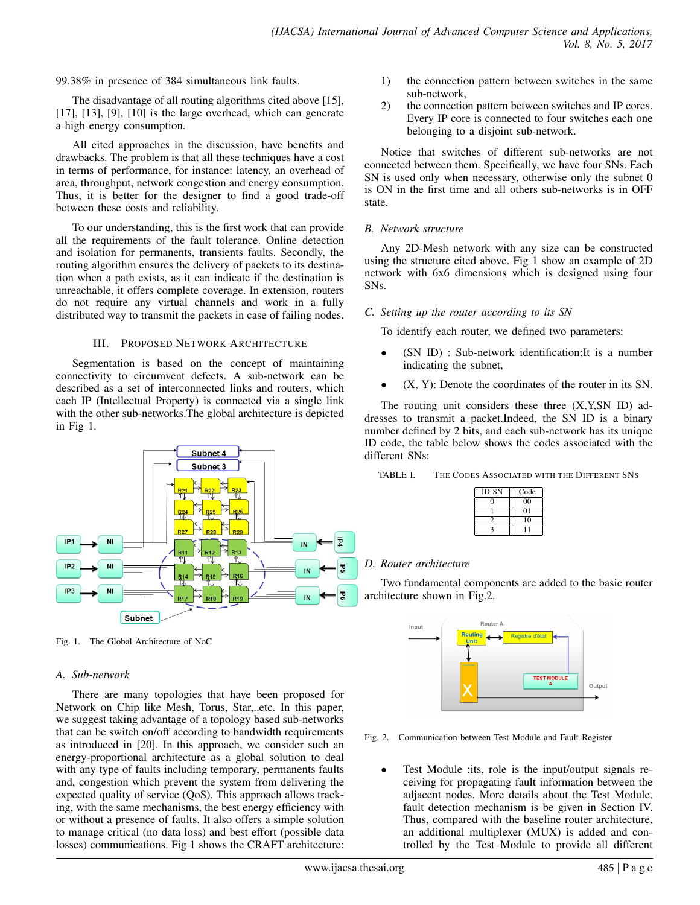99.38% in presence of 384 simultaneous link faults.

The disadvantage of all routing algorithms cited above [15], [17], [13], [9], [10] is the large overhead, which can generate a high energy consumption.

All cited approaches in the discussion, have benefits and drawbacks. The problem is that all these techniques have a cost in terms of performance, for instance: latency, an overhead of area, throughput, network congestion and energy consumption. Thus, it is better for the designer to find a good trade-off between these costs and reliability.

To our understanding, this is the first work that can provide all the requirements of the fault tolerance. Online detection and isolation for permanents, transients faults. Secondly, the routing algorithm ensures the delivery of packets to its destination when a path exists, as it can indicate if the destination is unreachable, it offers complete coverage. In extension, routers do not require any virtual channels and work in a fully distributed way to transmit the packets in case of failing nodes.

## III. Proposed Network Architecture

Segmentation is based on the concept of maintaining connectivity to circumvent defects. A sub-network can be described as a set of interconnected links and routers, which each IP (Intellectual Property) is connected via a single link with the other sub-networks.The global architecture is depicted in Fig 1.

Fig. 1. The Global Architecture of NoC

### A. Sub-network

There are many topologies that have been proposed for Network on Chip like Mesh, Torus, Star,..etc. In this paper, we suggest taking advantage of a topology based sub-networks that can be switch on/off according to bandwidth requirements as introduced in [20]. In this approach, we consider such an energy-proportional architecture as a global solution to deal with any type of faults including temporary, permanents faults and, congestion which prevent the system from delivering the expected quality of service (QoS). This approach allows tracking, with the same mechanisms, the best energy efficiency with or without a presence of faults. It also offers a simple solution to manage critical (no data loss) and best effort (possible data losses) communications. Fig 1 shows the CRAFT architecture:

1) the connection pattern between switches in the same sub-network,
2) the connection pattern between switches and IP cores. Every IP core is connected to four switches each one belonging to a disjoint sub-network.

Notice that switches of different sub-networks are not connected between them. Specifically, we have four SNs. Each SN is used only when necessary, otherwise only the subnet 0 is ON in the first time and all others sub-networks is in OFF state.

### B. Network structure

Any 2D-Mesh network with any size can be constructed using the structure cited above. Fig 1 show an example of 2D network with 6x6 dimensions which is designed using four SNs.

### C. Setting up the router according to its SN

To identify each router, we defined two parameters:

- (SN ID) : Sub-network identification;It is a number indicating the subnet,
- (X, Y): Denote the coordinates of the router in its SN.

The routing unit considers these three (X,Y,SN ID) addresses to transmit a packet.Indeed, the SN ID is a binary number defined by 2 bits, and each sub-network has its unique ID code, the table below shows the codes associated with the different SNs:

TABLE I. The Codes Associated with the Different SNs

| ID SN | Code |
|---|---|
| 0 | 00 |
| 1 | 01 |
| 2 | 10 |
| 3 | 11 |

### D. Router architecture

Two fundamental components are added to the basic router architecture shown in Fig.2.

Fig. 2. Communication between Test Module and Fault Register

- Test Module :its, role is the input/output signals receiving for propagating fault information between the adjacent nodes. More details about the Test Module, fault detection mechanism is be given in Section IV. Thus, compared with the baseline router architecture, an additional multiplexer (MUX) is added and controlled by the Test Module to provide all different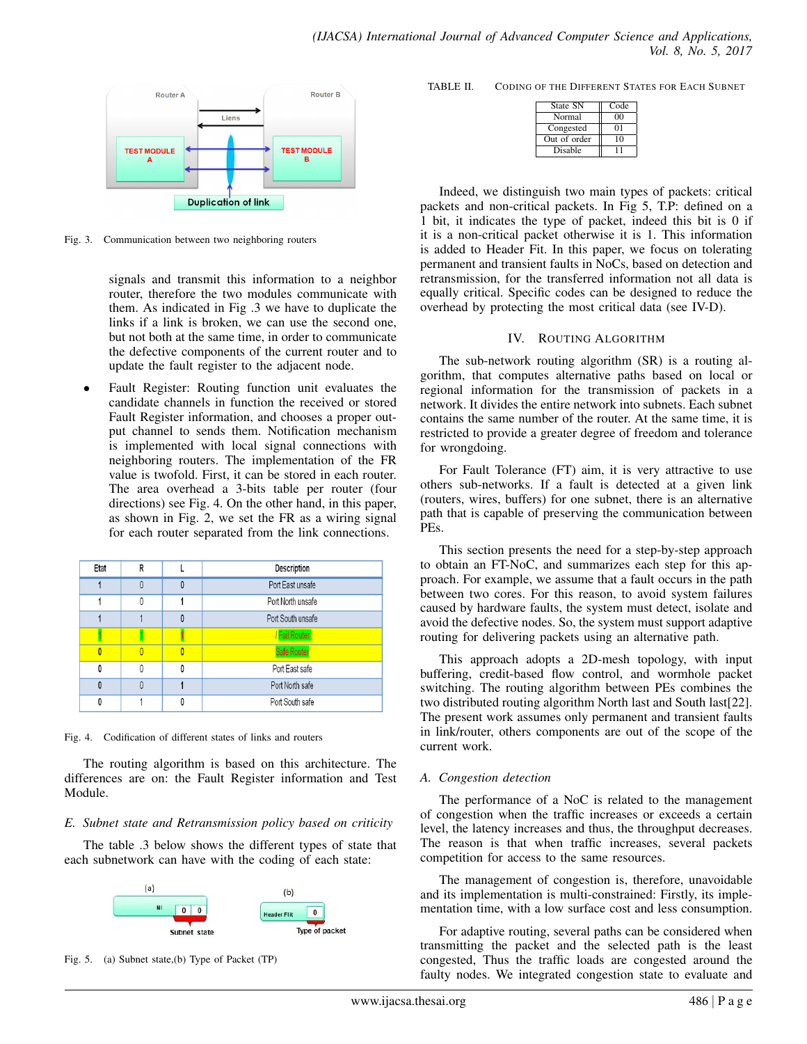Fig. 3. Communication between two neighboring routers

signals and transmit this information to a neighbor router, therefore the two modules communicate with them. As indicated in Fig .3 we have to duplicate the links if a link is broken, we can use the second one, but not both at the same time, in order to communicate the defective components of the current router and to update the fault register to the adjacent node.

- Fault Register: Routing function unit evaluates the candidate channels in function the received or stored Fault Register information, and chooses a proper output channel to sends them. Notification mechanism is implemented with local signal connections with neighboring routers. The implementation of the FR value is twofold. First, it can be stored in each router. The area overhead a 3-bits table per router (four directions) see Fig. 4. On the other hand, in this paper, as shown in Fig. 2, we set the FR as a wiring signal for each router separated from the link connections.

| Etat | R | L | Description |
|---|---|---|---|
| 1 | 0 | 0 | Port East unsafe |
| 1 | 0 | 1 | Port North unsafe |
| 1 | 1 | 0 | Port South unsafe |
| 1 | 1 | 1 | / Fail Router |
| 0 | 0 | 0 | Safe Router |
| 0 | 0 | 0 | Port East safe |
| 0 | 0 | 1 | Port North safe |
| 0 | 1 | 0 | Port South safe |

Fig. 4. Codification of different states of links and routers

The routing algorithm is based on this architecture. The differences are on: the Fault Register information and Test Module.

### E. Subnet state and Retransmission policy based on criticity

The table .3 below shows the different types of state that each subnetwork can have with the coding of each state:

Fig. 5. (a) Subnet state,(b) Type of Packet (TP)

TABLE II. Coding of the Different States for Each Subnet

| State SN | Code |
|---|---|
| Normal | 00 |
| Congested | 01 |
| Out of order | 10 |
| Disable | 11 |

Indeed, we distinguish two main types of packets: critical packets and non-critical packets. In Fig 5, T.P: defined on a 1 bit, it indicates the type of packet, indeed this bit is 0 if it is a non-critical packet otherwise it is 1. This information is added to Header Fit. In this paper, we focus on tolerating permanent and transient faults in NoCs, based on detection and retransmission, for the transferred information not all data is equally critical. Specific codes can be designed to reduce the overhead by protecting the most critical data (see IV-D).

## IV. Routing Algorithm

The sub-network routing algorithm (SR) is a routing algorithm, that computes alternative paths based on local or regional information for the transmission of packets in a network. It divides the entire network into subnets. Each subnet contains the same number of the router. At the same time, it is restricted to provide a greater degree of freedom and tolerance for wrongdoing.

For Fault Tolerance (FT) aim, it is very attractive to use others sub-networks. If a fault is detected at a given link (routers, wires, buffers) for one subnet, there is an alternative path that is capable of preserving the communication between PEs.

This section presents the need for a step-by-step approach to obtain an FT-NoC, and summarizes each step for this approach. For example, we assume that a fault occurs in the path between two cores. For this reason, to avoid system failures caused by hardware faults, the system must detect, isolate and avoid the defective nodes. So, the system must support adaptive routing for delivering packets using an alternative path.

This approach adopts a 2D-mesh topology, with input buffering, credit-based flow control, and wormhole packet switching. The routing algorithm between PEs combines the two distributed routing algorithm North last and South last[22]. The present work assumes only permanent and transient faults in link/router, others components are out of the scope of the current work.

### A. Congestion detection

The performance of a NoC is related to the management of congestion when the traffic increases or exceeds a certain level, the latency increases and thus, the throughput decreases. The reason is that when traffic increases, several packets competition for access to the same resources.

The management of congestion is, therefore, unavoidable and its implementation is multi-constrained: Firstly, its implementation time, with a low surface cost and less consumption.

For adaptive routing, several paths can be considered when transmitting the packet and the selected path is the least congested, Thus the traffic loads are congested around the faulty nodes. We integrated congestion state to evaluate and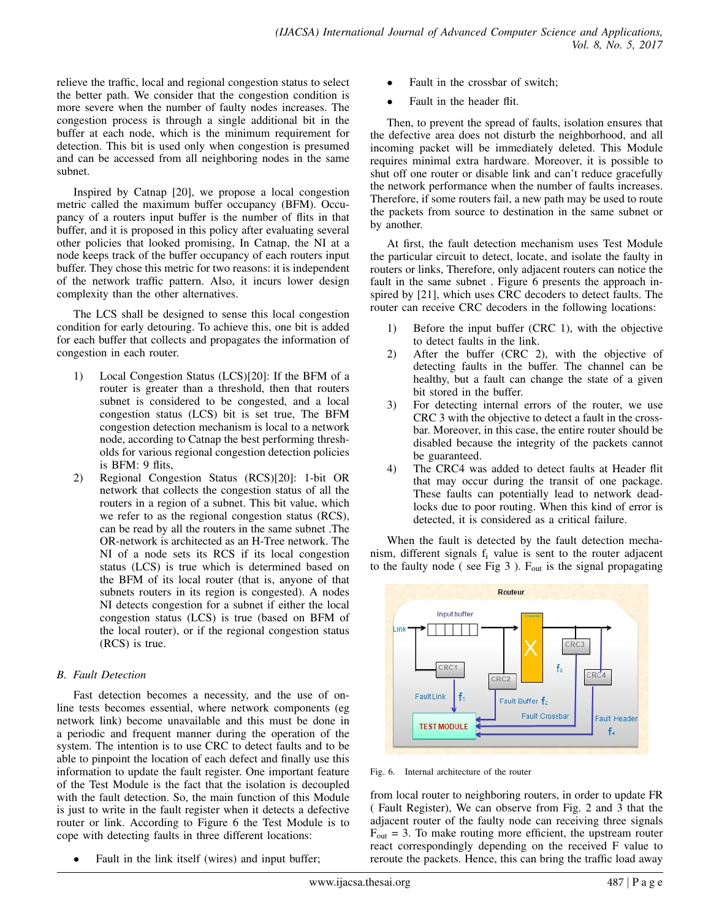relieve the traffic, local and regional congestion status to select the better path. We consider that the congestion condition is more severe when the number of faulty nodes increases. The congestion process is through a single additional bit in the buffer at each node, which is the minimum requirement for detection. This bit is used only when congestion is presumed and can be accessed from all neighboring nodes in the same subnet.

Inspired by Catnap [20], we propose a local congestion metric called the maximum buffer occupancy (BFM). Occupancy of a routers input buffer is the number of flits in that buffer, and it is proposed in this policy after evaluating several other policies that looked promising, In Catnap, the NI at a node keeps track of the buffer occupancy of each routers input buffer. They chose this metric for two reasons: it is independent of the network traffic pattern. Also, it incurs lower design complexity than the other alternatives.

The LCS shall be designed to sense this local congestion condition for early detouring. To achieve this, one bit is added for each buffer that collects and propagates the information of congestion in each router.

1) Local Congestion Status (LCS)[20]: If the BFM of a router is greater than a threshold, then that routers subnet is considered to be congested, and a local congestion status (LCS) bit is set true, The BFM congestion detection mechanism is local to a network node, according to Catnap the best performing thresholds for various regional congestion detection policies is BFM: 9 flits,
2) Regional Congestion Status (RCS)[20]: 1-bit OR network that collects the congestion status of all the routers in a region of a subnet. This bit value, which we refer to as the regional congestion status (RCS), can be read by all the routers in the same subnet .The OR-network is architected as an H-Tree network. The NI of a node sets its RCS if its local congestion status (LCS) is true which is determined based on the BFM of its local router (that is, anyone of that subnets routers in its region is congested). A nodes NI detects congestion for a subnet if either the local congestion status (LCS) is true (based on BFM of the local router), or if the regional congestion status (RCS) is true.

### *B. Fault Detection*

Fast detection becomes a necessity, and the use of online tests becomes essential, where network components (eg network link) become unavailable and this must be done in a periodic and frequent manner during the operation of the system. The intention is to use CRC to detect faults and to be able to pinpoint the location of each defect and finally use this information to update the fault register. One important feature of the Test Module is the fact that the isolation is decoupled with the fault detection. So, the main function of this Module is just to write in the fault register when it detects a defective router or link. According to Figure 6 the Test Module is to cope with detecting faults in three different locations:

- Fault in the link itself (wires) and input buffer;
- Fault in the crossbar of switch;
- Fault in the header flit.

Then, to prevent the spread of faults, isolation ensures that the defective area does not disturb the neighborhood, and all incoming packet will be immediately deleted. This Module requires minimal extra hardware. Moreover, it is possible to shut off one router or disable link and can't reduce gracefully the network performance when the number of faults increases. Therefore, if some routers fail, a new path may be used to route the packets from source to destination in the same subnet or by another.

At first, the fault detection mechanism uses Test Module the particular circuit to detect, locate, and isolate the faulty in routers or links, Therefore, only adjacent routers can notice the fault in the same subnet . Figure 6 presents the approach inspired by [21], which uses CRC decoders to detect faults. The router can receive CRC decoders in the following locations:

1) Before the input buffer (CRC 1), with the objective to detect faults in the link.
2) After the buffer (CRC 2), with the objective of detecting faults in the buffer. The channel can be healthy, but a fault can change the state of a given bit stored in the buffer.
3) For detecting internal errors of the router, we use CRC 3 with the objective to detect a fault in the crossbar. Moreover, in this case, the entire router should be disabled because the integrity of the packets cannot be guaranteed.
4) The CRC4 was added to detect faults at Header flit that may occur during the transit of one package. These faults can potentially lead to network deadlocks due to poor routing. When this kind of error is detected, it is considered as a critical failure.

When the fault is detected by the fault detection mechanism, different signals $f_i$ value is sent to the router adjacent to the faulty node ( see Fig 3 ). $F_{out}$ is the signal propagating

Fig. 6. Internal architecture of the router

from local router to neighboring routers, in order to update FR ( Fault Register), We can observe from Fig. 2 and 3 that the adjacent router of the faulty node can receiving three signals $F_{out} = 3$. To make routing more efficient, the upstream router react correspondingly depending on the received F value to reroute the packets. Hence, this can bring the traffic load away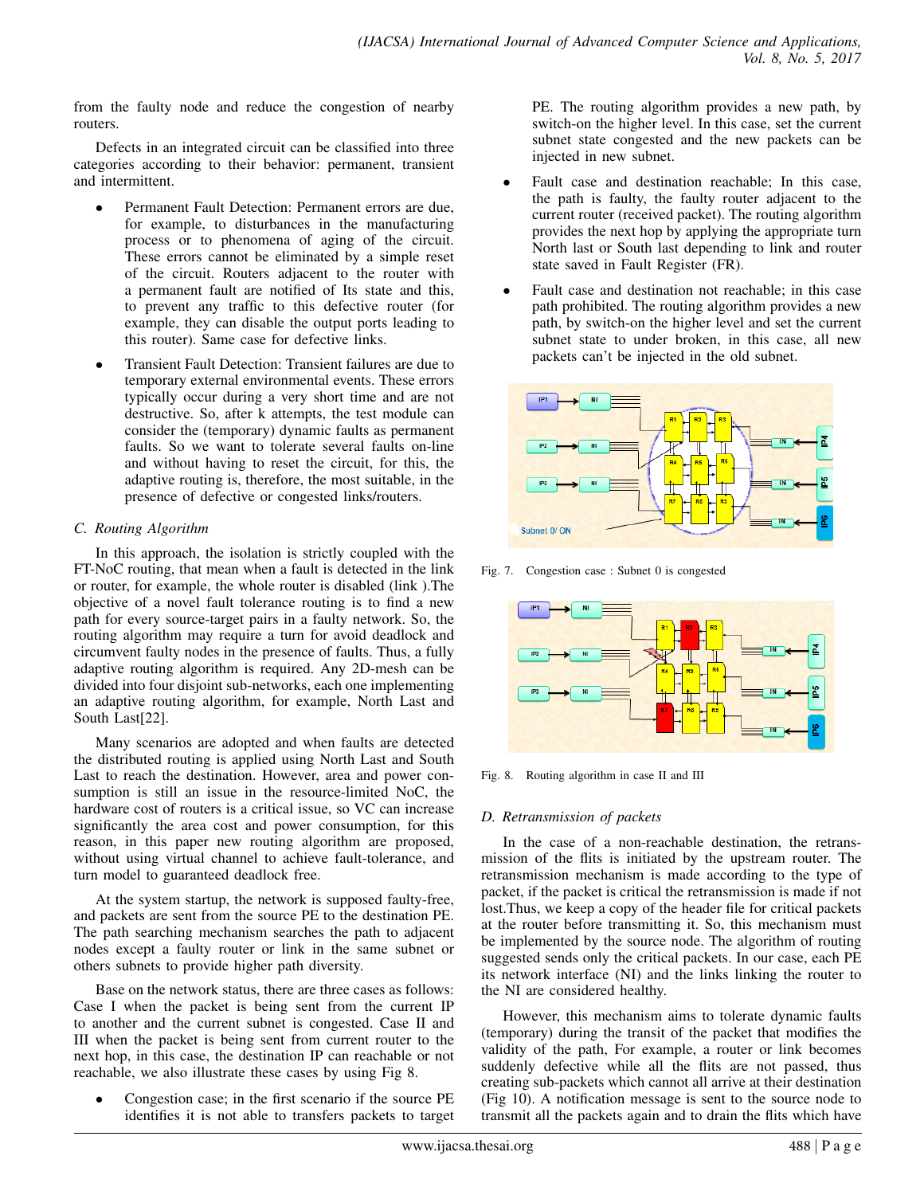from the faulty node and reduce the congestion of nearby routers.

Defects in an integrated circuit can be classified into three categories according to their behavior: permanent, transient and intermittent.

- Permanent Fault Detection: Permanent errors are due, for example, to disturbances in the manufacturing process or to phenomena of aging of the circuit. These errors cannot be eliminated by a simple reset of the circuit. Routers adjacent to the router with a permanent fault are notified of Its state and this, to prevent any traffic to this defective router (for example, they can disable the output ports leading to this router). Same case for defective links.
- Transient Fault Detection: Transient failures are due to temporary external environmental events. These errors typically occur during a very short time and are not destructive. So, after k attempts, the test module can consider the (temporary) dynamic faults as permanent faults. So we want to tolerate several faults on-line and without having to reset the circuit, for this, the adaptive routing is, therefore, the most suitable, in the presence of defective or congested links/routers.

### C. Routing Algorithm

In this approach, the isolation is strictly coupled with the FT-NoC routing, that mean when a fault is detected in the link or router, for example, the whole router is disabled (link ).The objective of a novel fault tolerance routing is to find a new path for every source-target pairs in a faulty network. So, the routing algorithm may require a turn for avoid deadlock and circumvent faulty nodes in the presence of faults. Thus, a fully adaptive routing algorithm is required. Any 2D-mesh can be divided into four disjoint sub-networks, each one implementing an adaptive routing algorithm, for example, North Last and South Last[22].

Many scenarios are adopted and when faults are detected the distributed routing is applied using North Last and South Last to reach the destination. However, area and power consumption is still an issue in the resource-limited NoC, the hardware cost of routers is a critical issue, so VC can increase significantly the area cost and power consumption, for this reason, in this paper new routing algorithm are proposed, without using virtual channel to achieve fault-tolerance, and turn model to guaranteed deadlock free.

At the system startup, the network is supposed faulty-free, and packets are sent from the source PE to the destination PE. The path searching mechanism searches the path to adjacent nodes except a faulty router or link in the same subnet or others subnets to provide higher path diversity.

Base on the network status, there are three cases as follows: Case I when the packet is being sent from the current IP to another and the current subnet is congested. Case II and III when the packet is being sent from current router to the next hop, in this case, the destination IP can reachable or not reachable, we also illustrate these cases by using Fig 8.

- Congestion case; in the first scenario if the source PE identifies it is not able to transfers packets to target PE. The routing algorithm provides a new path, by switch-on the higher level. In this case, set the current subnet state congested and the new packets can be injected in new subnet.
- Fault case and destination reachable; In this case, the path is faulty, the faulty router adjacent to the current router (received packet). The routing algorithm provides the next hop by applying the appropriate turn North last or South last depending to link and router state saved in Fault Register (FR).
- Fault case and destination not reachable; in this case path prohibited. The routing algorithm provides a new path, by switch-on the higher level and set the current subnet state to under broken, in this case, all new packets can't be injected in the old subnet.

Fig. 7. Congestion case : Subnet 0 is congested

Fig. 8. Routing algorithm in case II and III

### D. Retransmission of packets

In the case of a non-reachable destination, the retransmission of the flits is initiated by the upstream router. The retransmission mechanism is made according to the type of packet, if the packet is critical the retransmission is made if not lost.Thus, we keep a copy of the header file for critical packets at the router before transmitting it. So, this mechanism must be implemented by the source node. The algorithm of routing suggested sends only the critical packets. In our case, each PE its network interface (NI) and the links linking the router to the NI are considered healthy.

However, this mechanism aims to tolerate dynamic faults (temporary) during the transit of the packet that modifies the validity of the path, For example, a router or link becomes suddenly defective while all the flits are not passed, thus creating sub-packets which cannot all arrive at their destination (Fig 10). A notification message is sent to the source node to transmit all the packets again and to drain the flits which have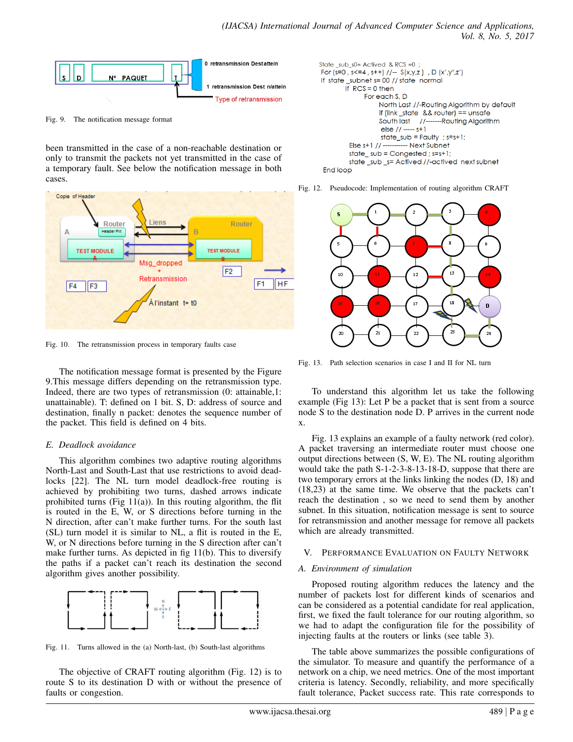Fig. 9. The notification message format

been transmitted in the case of a non-reachable destination or only to transmit the packets not yet transmitted in the case of a temporary fault. See below the notification message in both cases.

Fig. 10. The retransmission process in temporary faults case

The notification message format is presented by the Figure 9.This message differs depending on the retransmission type. Indeed, there are two types of retransmission (0: attainable,1: unattainable). T: defined on 1 bit. S, D: address of source and destination, finally n packet: denotes the sequence number of the packet. This field is defined on 4 bits.

### E. Deadlock avoidance

This algorithm combines two adaptive routing algorithms North-Last and South-Last that use restrictions to avoid deadlocks [22]. The NL turn model deadlock-free routing is achieved by prohibiting two turns, dashed arrows indicate prohibited turns (Fig 11(a)). In this routing algorithm, the flit is routed in the E, W, or S directions before turning in the N direction, after can't make further turns. For the south last (SL) turn model it is similar to NL, a flit is routed in the E, W, or N directions before turning in the S direction after can't make further turns. As depicted in fig 11(b). This to diversify the paths if a packet can't reach its destination the second algorithm gives another possibility.

Fig. 11. Turns allowed in the (a) North-last, (b) South-last algorithms

The objective of CRAFT routing algorithm (Fig. 12) is to route S to its destination D with or without the presence of faults or congestion.

```
State _sub_s0= Actived & RCS =0 ;
For (s=0 , s<=4 , s++) //-- S(x,y,z ) , D (x',y',z')
If state _subnet s= 00 // state normal
        If RCS = 0 then
              For each S, D
                    North Last //-Routing Algorithm by default
                    if (link _state && router) == unsafe
                    South last //-------Routing Algorithm
                     else // ----- s+1
                     state_sub = Faulty ; s=s+1;
      Else s+1 // ---------- Next Subnet
      state_ sub = Congested ; s=s+1;
      state _sub _s= Actived //-actived next subnet
End loop
```

Fig. 12. Pseudocode: Implementation of routing algorithm CRAFT

Fig. 13. Path selection scenarios in case I and II for NL turn

To understand this algorithm let us take the following example (Fig 13): Let P be a packet that is sent from a source node S to the destination node D. P arrives in the current node x.

Fig. 13 explains an example of a faulty network (red color). A packet traversing an intermediate router must choose one output directions between (S, W, E). The NL routing algorithm would take the path S-1-2-3-8-13-18-D, suppose that there are two temporary errors at the links linking the nodes (D, 18) and (18,23) at the same time. We observe that the packets can't reach the destination , so we need to send them by another subnet. In this situation, notification message is sent to source for retransmission and another message for remove all packets which are already transmitted.

## V. Performance Evaluation on Faulty Network

### A. Environment of simulation

Proposed routing algorithm reduces the latency and the number of packets lost for different kinds of scenarios and can be considered as a potential candidate for real application, first, we fixed the fault tolerance for our routing algorithm, so we had to adapt the configuration file for the possibility of injecting faults at the routers or links (see table 3).

The table above summarizes the possible configurations of the simulator. To measure and quantify the performance of a network on a chip, we need metrics. One of the most important criteria is latency. Secondly, reliability, and more specifically fault tolerance, Packet success rate. This rate corresponds to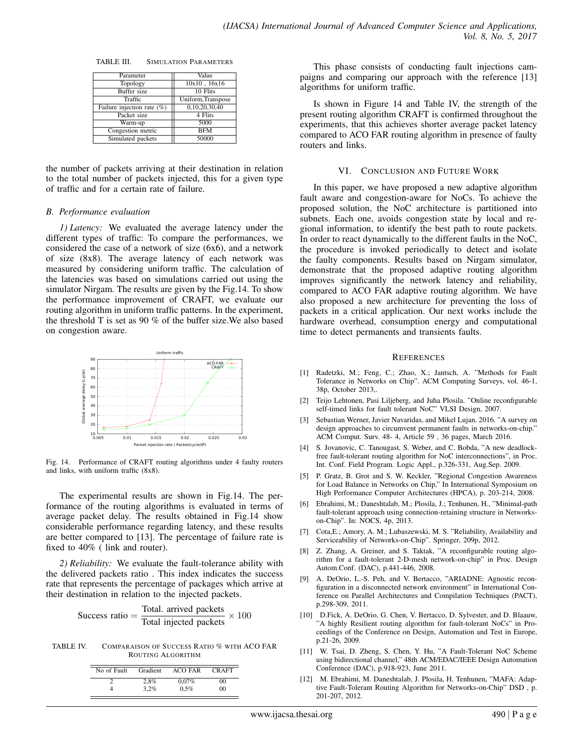TABLE III. SIMULATION PARAMETERS

| Parameter | Value |
|---|---|
| Topology | 10x10 , 16x16 |
| Buffer size | 10 Flits |
| Traffic | Uniform,Transpose |
| Failure injection rate (%) | 0,10,20,30,40 |
| Packet size | 4 Flits |
| Warm-up | 5000 |
| Congestion metric | BFM |
| Simulated packets | 50000 |

the number of packets arriving at their destination in relation to the total number of packets injected, this for a given type of traffic and for a certain rate of failure.

### B. Performance evaluation

*1) Latency:* We evaluated the average latency under the different types of traffic: To compare the performances, we considered the case of a network of size (6x6), and a network of size (8x8). The average latency of each network was measured by considering uniform traffic. The calculation of the latencies was based on simulations carried out using the simulator Nirgam. The results are given by the Fig.14. To show the performance improvement of CRAFT, we evaluate our routing algorithm in uniform traffic patterns. In the experiment, the threshold T is set as 90 % of the buffer size.We also based on congestion aware.

Fig. 14. Performance of CRAFT routing algorithms under 4 faulty routers and links, with uniform traffic (8x8).

The experimental results are shown in Fig.14. The performance of the routing algorithms is evaluated in terms of average packet delay. The results obtained in Fig.14 show considerable performance regarding latency, and these results are better compared to [13]. The percentage of failure rate is fixed to 40% ( link and router).

*2) Reliability:* We evaluate the fault-tolerance ability with the delivered packets ratio . This index indicates the success rate that represents the percentage of packages which arrive at their destination in relation to the injected packets.

$$\text{Success ratio} = \frac{\text{Total. arrived packets}}{\text{Total injected packets}} \times 100$$

TABLE IV. COMPARAISON OF SUCCESS RATIO % WITH ACO FAR ROUTING ALGORITHM

| No of Fault | Gradient | ACO FAR | CRAFT |
|---|---|---|---|
| 2 | 2,8% | 0,07% | 00 |
| 4 | 3,2% | 0,5% | 00 |

This phase consists of conducting fault injections campaigns and comparing our approach with the reference [13] algorithms for uniform traffic.

Is shown in Figure 14 and Table IV, the strength of the present routing algorithm CRAFT is confirmed throughout the experiments, that this achieves shorter average packet latency compared to ACO FAR routing algorithm in presence of faulty routers and links.

## VI. CONCLUSION AND FUTURE WORK

In this paper, we have proposed a new adaptive algorithm fault aware and congestion-aware for NoCs. To achieve the proposed solution, the NoC architecture is partitioned into subnets. Each one, avoids congestion state by local and regional information, to identify the best path to route packets. In order to react dynamically to the different faults in the NoC, the procedure is invoked periodically to detect and isolate the faulty components. Results based on Nirgam simulator, demonstrate that the proposed adaptive routing algorithm improves significantly the network latency and reliability, compared to ACO FAR adaptive routing algorithm. We have also proposed a new architecture for preventing the loss of packets in a critical application. Our next works include the hardware overhead, consumption energy and computational time to detect permanents and transients faults.

## REFERENCES

[1] Radetzki, M.; Feng, C.; Zhao, X.; Jantsch, A. "Methods for Fault Tolerance in Networks on Chip". ACM Computing Surveys, vol. 46-1, 38p, October 2013,.

[2] Teijo Lehtonen, Pasi Liljeberg, and Juha Plosila. "Online reconfigurable self-timed links for fault tolerant NoC" VLSI Design, 2007.

[3] Sebastian Werner, Javier Navaridas, and Mikel Lujan. 2016. "A survey on design approaches to circumvent permanent faults in networks-on-chip." ACM Comput. Surv. 48- 4, Article 59 , 36 pages, March 2016.

[4] S. Jovanovic, C. Tanougast, S. Weber, and C. Bobda, "A new deadlock-free fault-tolerant routing algorithm for NoC interconnections", in Proc. Int. Conf. Field Program. Logic Appl., p.326-331, Aug.Sep. 2009.

[5] P. Gratz, B. Grot and S. W. Keckler, "Regional Congestion Awareness for Load Balance in Networks on Chip," In International Symposium on High Performance Computer Architectures (HPCA), p. 203-214, 2008.

[6] Ebrahimi, M.; Daneshtalab, M.; Plosila, J.; Tenhunen, H., "Minimal-path fault-tolerant approach using connection-retaining structure in Networks-on-Chip". In: NOCS, 4p, 2013.

[7] Cota,E.; Amory, A. M.; Lubaszewski, M. S. "Reliability, Availability and Serviceability of Networks-on-Chip". Springer, 209p, 2012.

[8] Z. Zhang, A. Greiner, and S. Taktak, "A reconfigurable routing algorithm for a fault-tolerant 2-D-mesh network-on-chip" in Proc. Design Autom.Conf. (DAC), p.441-446, 2008.

[9] A. DeOrio, L.-S. Peh, and V. Bertacco, "ARIADNE: Agnostic reconfiguration in a disconnected network environment" in International Conference on Parallel Architectures and Compilation Techniques (PACT), p.298-309, 2011.

[10] D.Fick, A. DeOrio, G. Chen, V. Bertacco, D. Sylvester, and D. Blaauw, "A highly Resilient routing algorithm for fault-tolerant NoCs" in Proceedings of the Conference on Design, Automation and Test in Europe, p.21-26, 2009.

[11] W. Tsai, D. Zheng, S. Chen, Y. Hu, "A Fault-Tolerant NoC Scheme using bidirectional channel," 48th ACM/EDAC/IEEE Design Automation Conference (DAC), p.918-923, June 2011.

[12] M. Ebrahimi, M. Daneshtalab, J. Plosila, H. Tenhunen, "MAFA: Adaptive Fault-Tolerant Routing Algorithm for Networks-on-Chip" DSD , p. 201-207, 2012.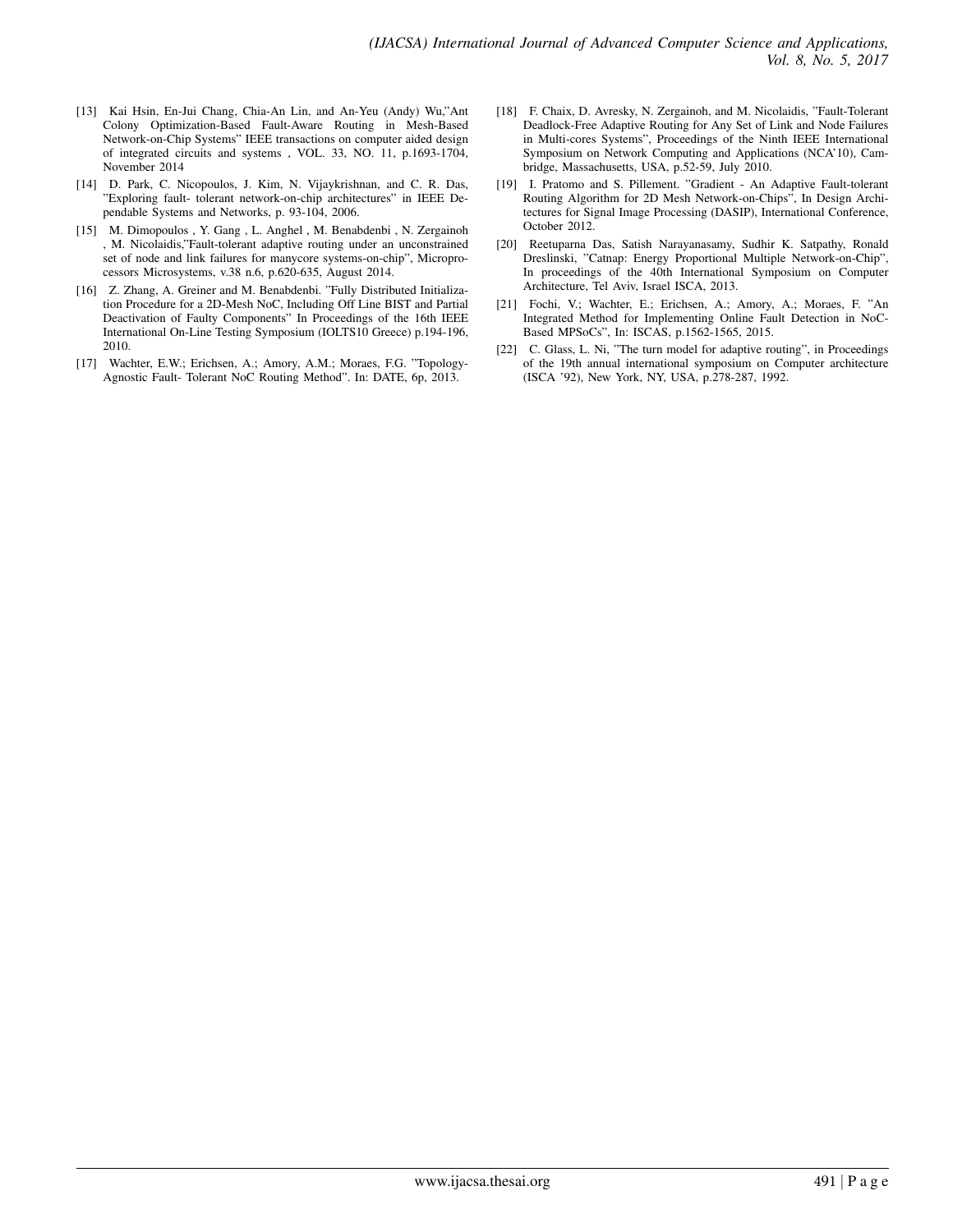[13] Kai Hsin, En-Jui Chang, Chia-An Lin, and An-Yeu (Andy) Wu,"Ant Colony Optimization-Based Fault-Aware Routing in Mesh-Based Network-on-Chip Systems" IEEE transactions on computer aided design of integrated circuits and systems , VOL. 33, NO. 11, p.1693-1704, November 2014

[14] D. Park, C. Nicopoulos, J. Kim, N. Vijaykrishnan, and C. R. Das, "Exploring fault- tolerant network-on-chip architectures" in IEEE Dependable Systems and Networks, p. 93-104, 2006.

[15] M. Dimopoulos , Y. Gang , L. Anghel , M. Benabdenbi , N. Zergainoh , M. Nicolaidis,"Fault-tolerant adaptive routing under an unconstrained set of node and link failures for manycore systems-on-chip", Microprocessors Microsystems, v.38 n.6, p.620-635, August 2014.

[16] Z. Zhang, A. Greiner and M. Benabdenbi. "Fully Distributed Initialization Procedure for a 2D-Mesh NoC, Including Off Line BIST and Partial Deactivation of Faulty Components" In Proceedings of the 16th IEEE International On-Line Testing Symposium (IOLTS10 Greece) p.194-196, 2010.

[17] Wachter, E.W.; Erichsen, A.; Amory, A.M.; Moraes, F.G. "Topology-Agnostic Fault- Tolerant NoC Routing Method". In: DATE, 6p, 2013.

[18] F. Chaix, D. Avresky, N. Zergainoh, and M. Nicolaidis, "Fault-Tolerant Deadlock-Free Adaptive Routing for Any Set of Link and Node Failures in Multi-cores Systems", Proceedings of the Ninth IEEE International Symposium on Network Computing and Applications (NCA'10), Cambridge, Massachusetts, USA, p.52-59, July 2010.

[19] I. Pratomo and S. Pillement. "Gradient - An Adaptive Fault-tolerant Routing Algorithm for 2D Mesh Network-on-Chips", In Design Architectures for Signal Image Processing (DASIP), International Conference, October 2012.

[20] Reetuparna Das, Satish Narayanasamy, Sudhir K. Satpathy, Ronald Dreslinski, "Catnap: Energy Proportional Multiple Network-on-Chip", In proceedings of the 40th International Symposium on Computer Architecture, Tel Aviv, Israel ISCA, 2013.

[21] Fochi, V.; Wachter, E.; Erichsen, A.; Amory, A.; Moraes, F. "An Integrated Method for Implementing Online Fault Detection in NoC-Based MPSoCs", In: ISCAS, p.1562-1565, 2015.

[22] C. Glass, L. Ni, "The turn model for adaptive routing", in Proceedings of the 19th annual international symposium on Computer architecture (ISCA '92), New York, NY, USA, p.278-287, 1992.